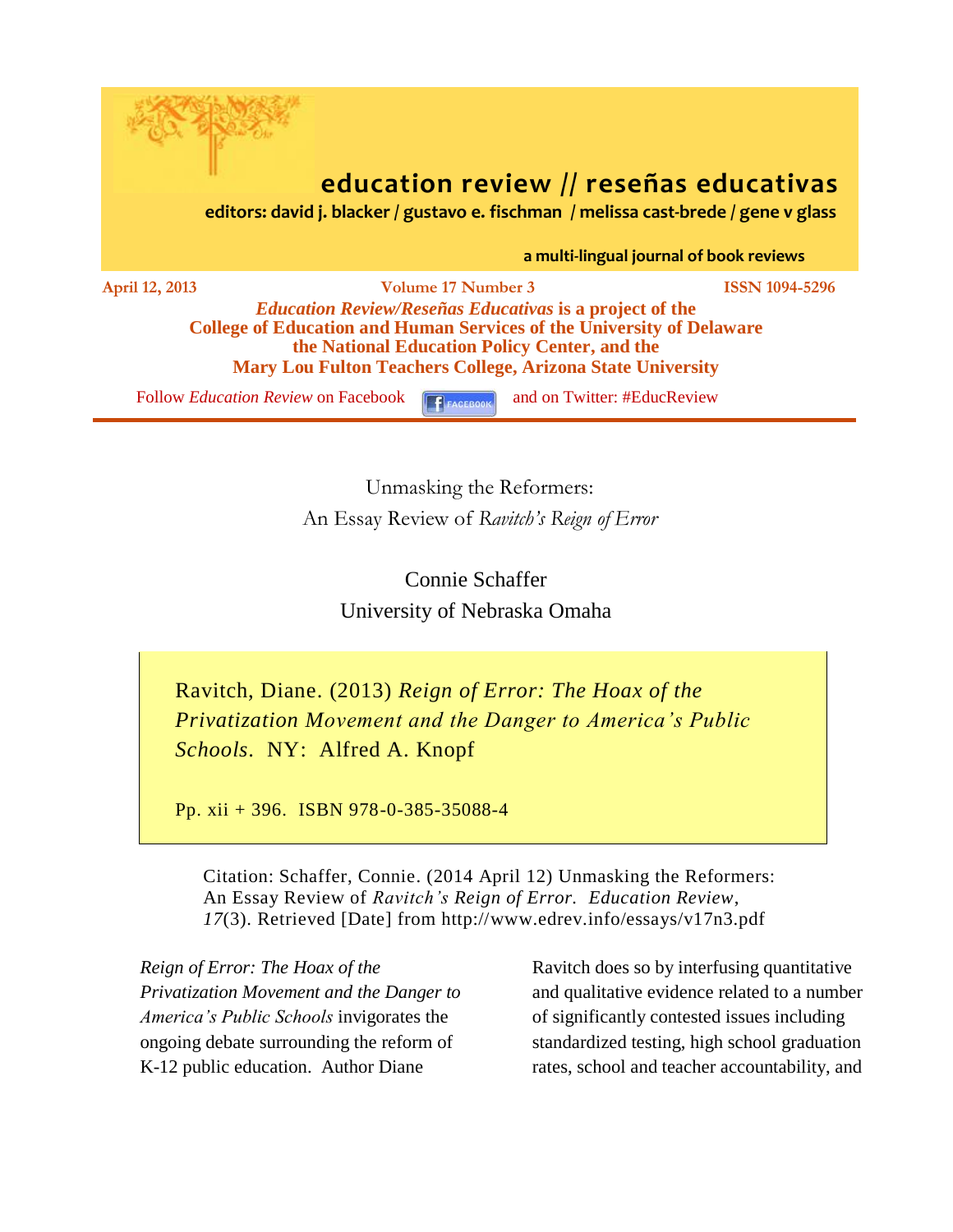# education review // reseñas educativas

**editors: david j. blacker / gustavo e. fischman / melissa cast-brede / gene v glass**

**a multi-lingual journal of book reviews**

**April 12, 2013** | **Volume 17 Number 3** | **ISSN 1094-5296**

***Education Review/Reseñas Educativas* is a project of the College of Education and Human Services of the University of Delaware the National Education Policy Center, and the Mary Lou Fulton Teachers College, Arizona State University**

Follow *Education Review* on Facebook and on Twitter: #EducReview

## Unmasking the Reformers: An Essay Review of *Ravitch's Reign of Error*

Connie Schaffer
University of Nebraska Omaha

> Ravitch, Diane. (2013) *Reign of Error: The Hoax of the Privatization Movement and the Danger to America's Public Schools*. NY: Alfred A. Knopf
>
> Pp. xii + 396. ISBN 978-0-385-35088-4

Citation: Schaffer, Connie. (2014 April 12) Unmasking the Reformers: An Essay Review of *Ravitch's Reign of Error*. *Education Review*, *17*(3). Retrieved [Date] from http://www.edrev.info/essays/v17n3.pdf

*Reign of Error: The Hoax of the Privatization Movement and the Danger to America's Public Schools* invigorates the ongoing debate surrounding the reform of K-12 public education. Author Diane Ravitch does so by interfusing quantitative and qualitative evidence related to a number of significantly contested issues including standardized testing, high school graduation rates, school and teacher accountability, and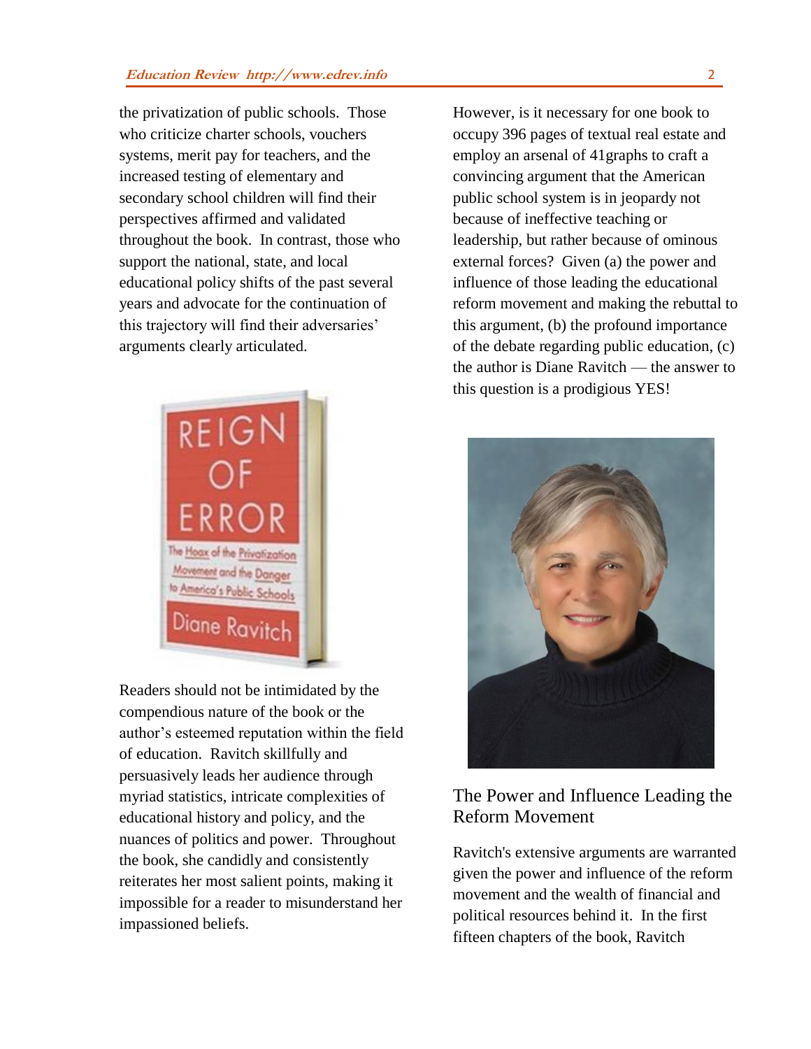the privatization of public schools. Those who criticize charter schools, vouchers systems, merit pay for teachers, and the increased testing of elementary and secondary school children will find their perspectives affirmed and validated throughout the book. In contrast, those who support the national, state, and local educational policy shifts of the past several years and advocate for the continuation of this trajectory will find their adversaries' arguments clearly articulated.

Readers should not be intimidated by the compendious nature of the book or the author's esteemed reputation within the field of education. Ravitch skillfully and persuasively leads her audience through myriad statistics, intricate complexities of educational history and policy, and the nuances of politics and power. Throughout the book, she candidly and consistently reiterates her most salient points, making it impossible for a reader to misunderstand her impassioned beliefs.

However, is it necessary for one book to occupy 396 pages of textual real estate and employ an arsenal of 41graphs to craft a convincing argument that the American public school system is in jeopardy not because of ineffective teaching or leadership, but rather because of ominous external forces? Given (a) the power and influence of those leading the educational reform movement and making the rebuttal to this argument, (b) the profound importance of the debate regarding public education, (c) the author is Diane Ravitch — the answer to this question is a prodigious YES!

## The Power and Influence Leading the Reform Movement

Ravitch's extensive arguments are warranted given the power and influence of the reform movement and the wealth of financial and political resources behind it. In the first fifteen chapters of the book, Ravitch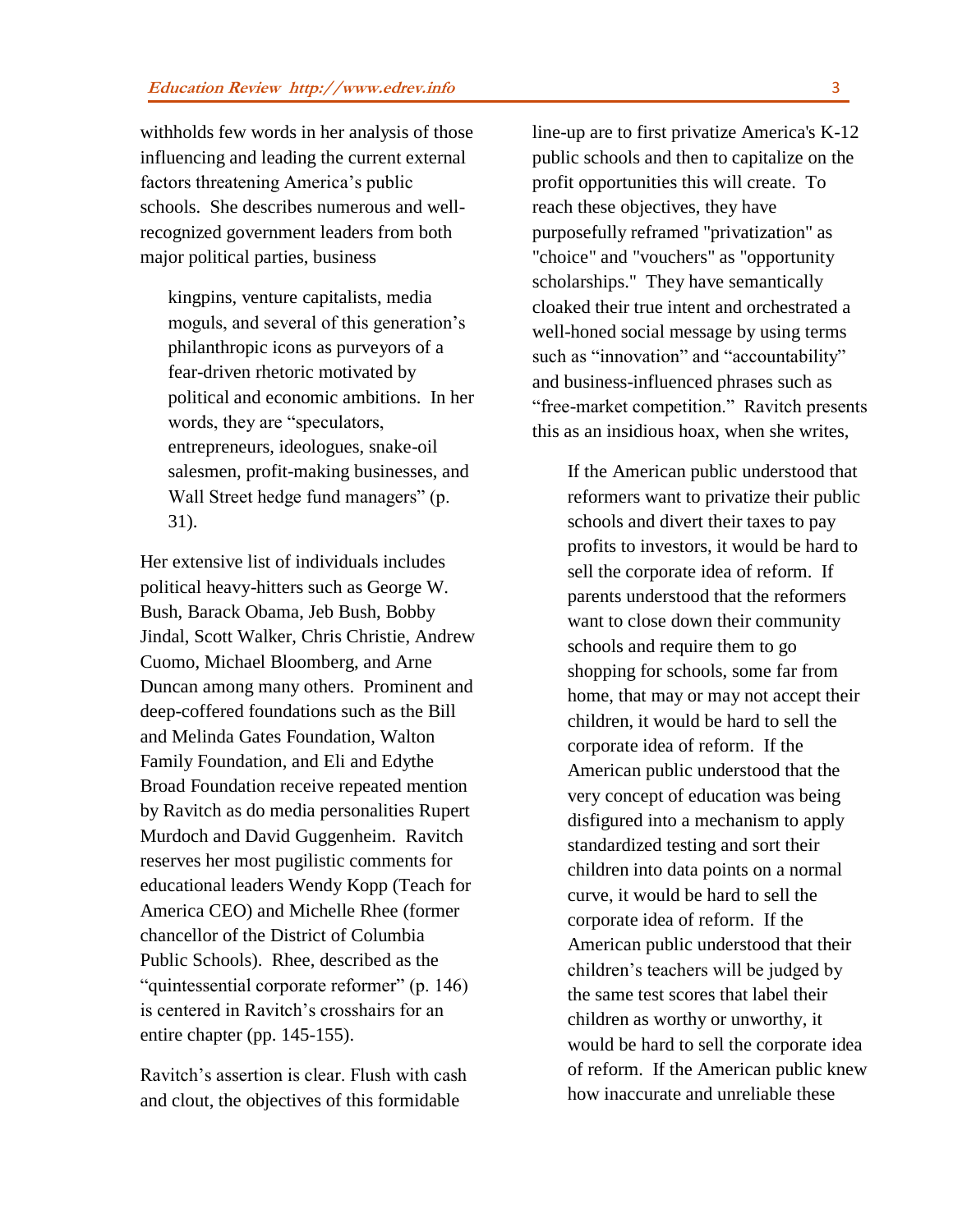withholds few words in her analysis of those influencing and leading the current external factors threatening America's public schools. She describes numerous and well-recognized government leaders from both major political parties, business

> kingpins, venture capitalists, media moguls, and several of this generation's philanthropic icons as purveyors of a fear-driven rhetoric motivated by political and economic ambitions. In her words, they are "speculators, entrepreneurs, ideologues, snake-oil salesmen, profit-making businesses, and Wall Street hedge fund managers" (p. 31).

Her extensive list of individuals includes political heavy-hitters such as George W. Bush, Barack Obama, Jeb Bush, Bobby Jindal, Scott Walker, Chris Christie, Andrew Cuomo, Michael Bloomberg, and Arne Duncan among many others. Prominent and deep-coffered foundations such as the Bill and Melinda Gates Foundation, Walton Family Foundation, and Eli and Edythe Broad Foundation receive repeated mention by Ravitch as do media personalities Rupert Murdoch and David Guggenheim. Ravitch reserves her most pugilistic comments for educational leaders Wendy Kopp (Teach for America CEO) and Michelle Rhee (former chancellor of the District of Columbia Public Schools). Rhee, described as the "quintessential corporate reformer" (p. 146) is centered in Ravitch's crosshairs for an entire chapter (pp. 145-155).

Ravitch's assertion is clear. Flush with cash and clout, the objectives of this formidable line-up are to first privatize America's K-12 public schools and then to capitalize on the profit opportunities this will create. To reach these objectives, they have purposefully reframed "privatization" as "choice" and "vouchers" as "opportunity scholarships." They have semantically cloaked their true intent and orchestrated a well-honed social message by using terms such as "innovation" and "accountability" and business-influenced phrases such as "free-market competition." Ravitch presents this as an insidious hoax, when she writes,

> If the American public understood that reformers want to privatize their public schools and divert their taxes to pay profits to investors, it would be hard to sell the corporate idea of reform. If parents understood that the reformers want to close down their community schools and require them to go shopping for schools, some far from home, that may or may not accept their children, it would be hard to sell the corporate idea of reform. If the American public understood that the very concept of education was being disfigured into a mechanism to apply standardized testing and sort their children into data points on a normal curve, it would be hard to sell the corporate idea of reform. If the American public understood that their children's teachers will be judged by the same test scores that label their children as worthy or unworthy, it would be hard to sell the corporate idea of reform. If the American public knew how inaccurate and unreliable these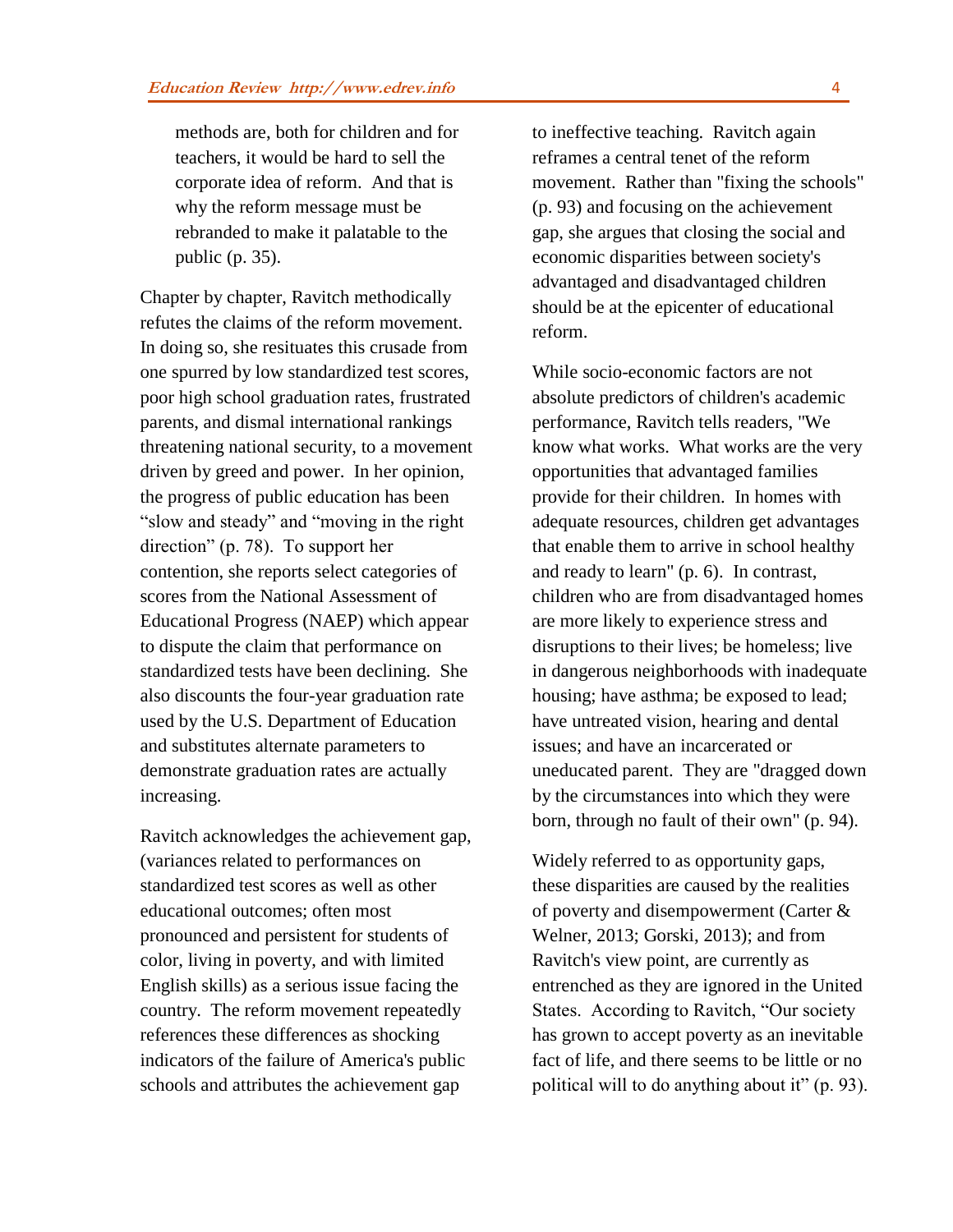> methods are, both for children and for teachers, it would be hard to sell the corporate idea of reform. And that is why the reform message must be rebranded to make it palatable to the public (p. 35).

Chapter by chapter, Ravitch methodically refutes the claims of the reform movement. In doing so, she resituates this crusade from one spurred by low standardized test scores, poor high school graduation rates, frustrated parents, and dismal international rankings threatening national security, to a movement driven by greed and power. In her opinion, the progress of public education has been "slow and steady" and "moving in the right direction" (p. 78). To support her contention, she reports select categories of scores from the National Assessment of Educational Progress (NAEP) which appear to dispute the claim that performance on standardized tests have been declining. She also discounts the four-year graduation rate used by the U.S. Department of Education and substitutes alternate parameters to demonstrate graduation rates are actually increasing.

Ravitch acknowledges the achievement gap, (variances related to performances on standardized test scores as well as other educational outcomes; often most pronounced and persistent for students of color, living in poverty, and with limited English skills) as a serious issue facing the country. The reform movement repeatedly references these differences as shocking indicators of the failure of America's public schools and attributes the achievement gap to ineffective teaching. Ravitch again reframes a central tenet of the reform movement. Rather than "fixing the schools" (p. 93) and focusing on the achievement gap, she argues that closing the social and economic disparities between society's advantaged and disadvantaged children should be at the epicenter of educational reform.

While socio-economic factors are not absolute predictors of children's academic performance, Ravitch tells readers, "We know what works. What works are the very opportunities that advantaged families provide for their children. In homes with adequate resources, children get advantages that enable them to arrive in school healthy and ready to learn" (p. 6). In contrast, children who are from disadvantaged homes are more likely to experience stress and disruptions to their lives; be homeless; live in dangerous neighborhoods with inadequate housing; have asthma; be exposed to lead; have untreated vision, hearing and dental issues; and have an incarcerated or uneducated parent. They are "dragged down by the circumstances into which they were born, through no fault of their own" (p. 94).

Widely referred to as opportunity gaps, these disparities are caused by the realities of poverty and disempowerment (Carter & Welner, 2013; Gorski, 2013); and from Ravitch's view point, are currently as entrenched as they are ignored in the United States. According to Ravitch, "Our society has grown to accept poverty as an inevitable fact of life, and there seems to be little or no political will to do anything about it" (p. 93).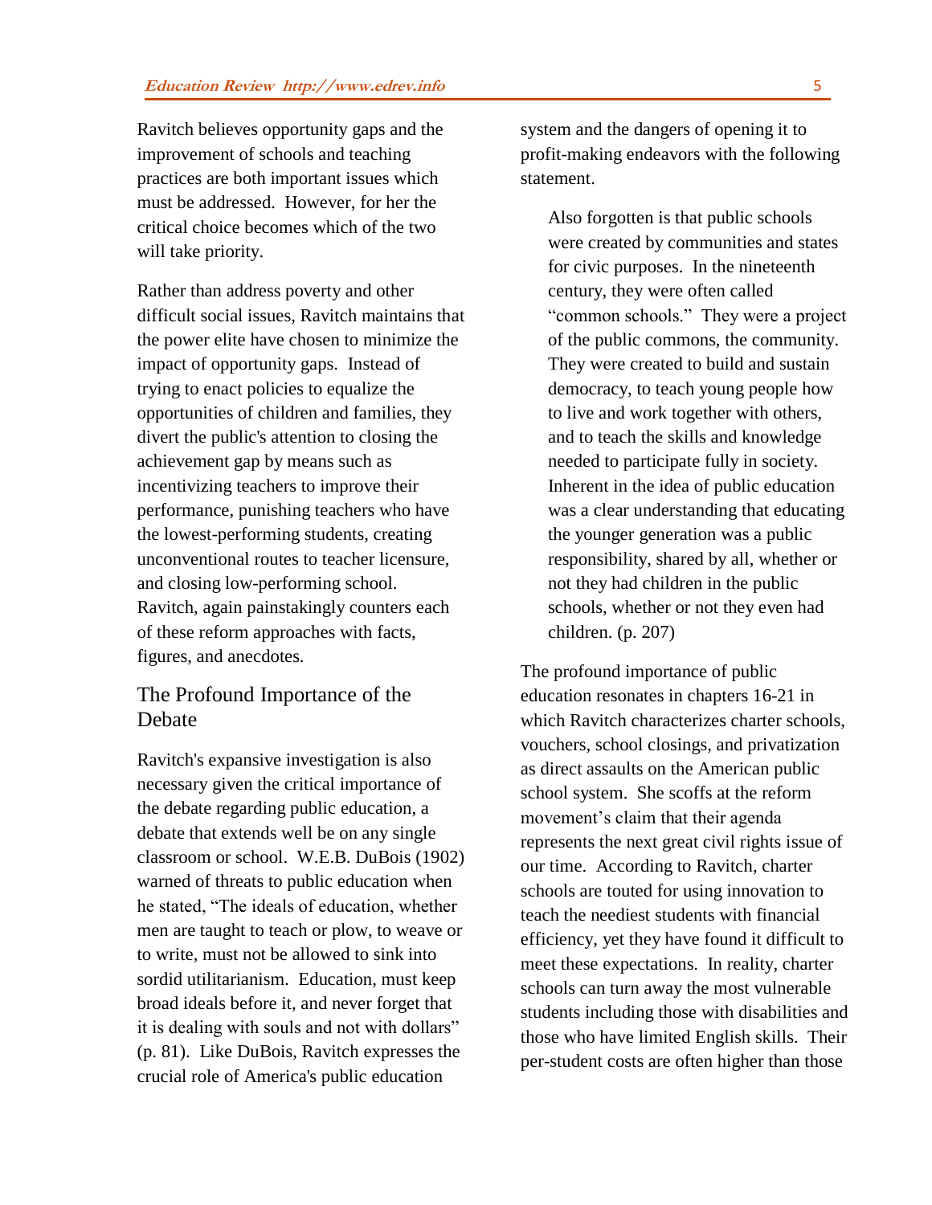Ravitch believes opportunity gaps and the improvement of schools and teaching practices are both important issues which must be addressed. However, for her the critical choice becomes which of the two will take priority.

Rather than address poverty and other difficult social issues, Ravitch maintains that the power elite have chosen to minimize the impact of opportunity gaps. Instead of trying to enact policies to equalize the opportunities of children and families, they divert the public's attention to closing the achievement gap by means such as incentivizing teachers to improve their performance, punishing teachers who have the lowest-performing students, creating unconventional routes to teacher licensure, and closing low-performing school. Ravitch, again painstakingly counters each of these reform approaches with facts, figures, and anecdotes.

## The Profound Importance of the Debate

Ravitch's expansive investigation is also necessary given the critical importance of the debate regarding public education, a debate that extends well be on any single classroom or school. W.E.B. DuBois (1902) warned of threats to public education when he stated, "The ideals of education, whether men are taught to teach or plow, to weave or to write, must not be allowed to sink into sordid utilitarianism. Education, must keep broad ideals before it, and never forget that it is dealing with souls and not with dollars" (p. 81). Like DuBois, Ravitch expresses the crucial role of America's public education system and the dangers of opening it to profit-making endeavors with the following statement.

> Also forgotten is that public schools were created by communities and states for civic purposes. In the nineteenth century, they were often called "common schools." They were a project of the public commons, the community. They were created to build and sustain democracy, to teach young people how to live and work together with others, and to teach the skills and knowledge needed to participate fully in society. Inherent in the idea of public education was a clear understanding that educating the younger generation was a public responsibility, shared by all, whether or not they had children in the public schools, whether or not they even had children. (p. 207)

The profound importance of public education resonates in chapters 16-21 in which Ravitch characterizes charter schools, vouchers, school closings, and privatization as direct assaults on the American public school system. She scoffs at the reform movement's claim that their agenda represents the next great civil rights issue of our time. According to Ravitch, charter schools are touted for using innovation to teach the neediest students with financial efficiency, yet they have found it difficult to meet these expectations. In reality, charter schools can turn away the most vulnerable students including those with disabilities and those who have limited English skills. Their per-student costs are often higher than those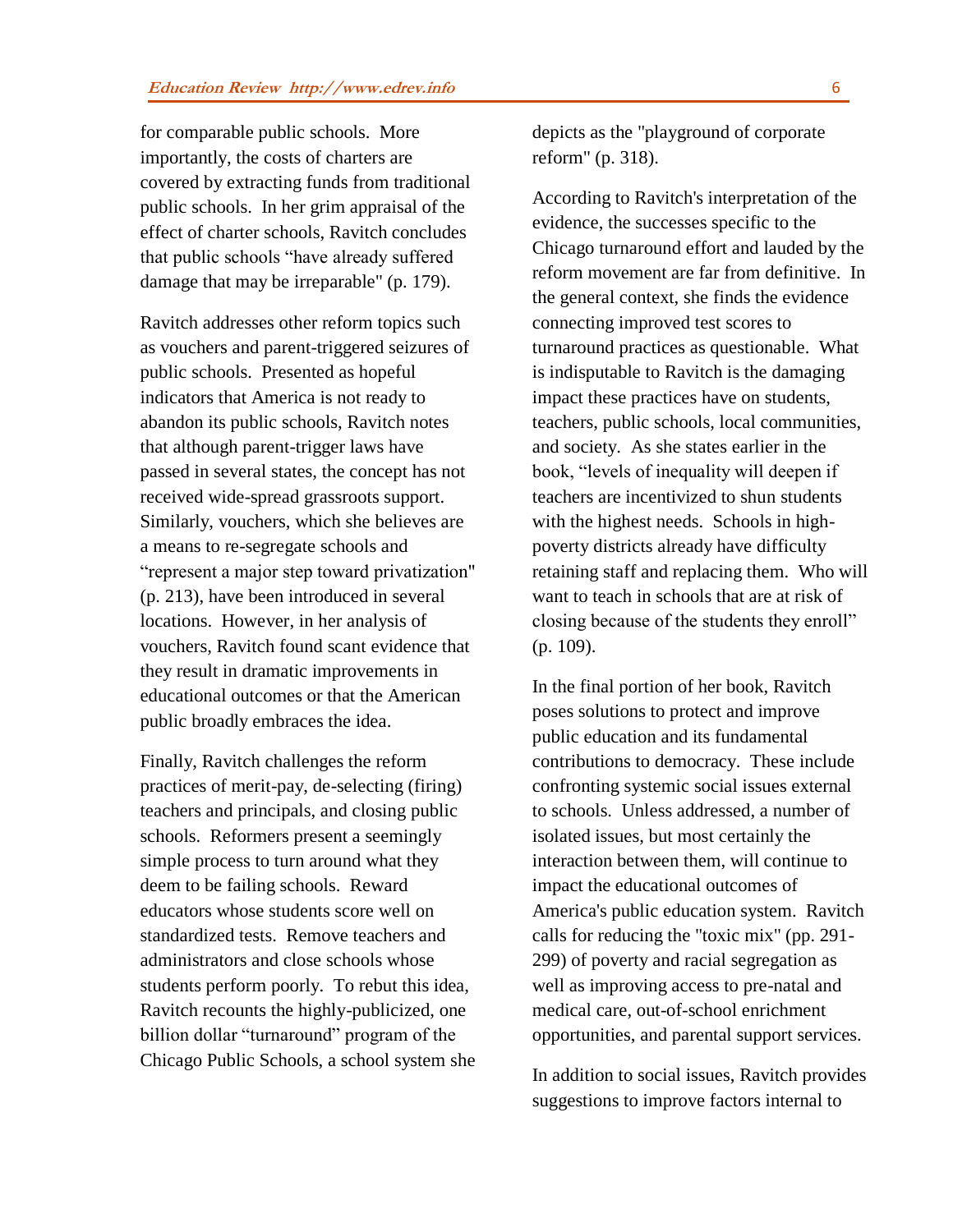for comparable public schools. More importantly, the costs of charters are covered by extracting funds from traditional public schools. In her grim appraisal of the effect of charter schools, Ravitch concludes that public schools "have already suffered damage that may be irreparable" (p. 179).

Ravitch addresses other reform topics such as vouchers and parent-triggered seizures of public schools. Presented as hopeful indicators that America is not ready to abandon its public schools, Ravitch notes that although parent-trigger laws have passed in several states, the concept has not received wide-spread grassroots support. Similarly, vouchers, which she believes are a means to re-segregate schools and "represent a major step toward privatization" (p. 213), have been introduced in several locations. However, in her analysis of vouchers, Ravitch found scant evidence that they result in dramatic improvements in educational outcomes or that the American public broadly embraces the idea.

Finally, Ravitch challenges the reform practices of merit-pay, de-selecting (firing) teachers and principals, and closing public schools. Reformers present a seemingly simple process to turn around what they deem to be failing schools. Reward educators whose students score well on standardized tests. Remove teachers and administrators and close schools whose students perform poorly. To rebut this idea, Ravitch recounts the highly-publicized, one billion dollar "turnaround" program of the Chicago Public Schools, a school system she depicts as the "playground of corporate reform" (p. 318).

According to Ravitch's interpretation of the evidence, the successes specific to the Chicago turnaround effort and lauded by the reform movement are far from definitive. In the general context, she finds the evidence connecting improved test scores to turnaround practices as questionable. What is indisputable to Ravitch is the damaging impact these practices have on students, teachers, public schools, local communities, and society. As she states earlier in the book, "levels of inequality will deepen if teachers are incentivized to shun students with the highest needs. Schools in high-poverty districts already have difficulty retaining staff and replacing them. Who will want to teach in schools that are at risk of closing because of the students they enroll" (p. 109).

In the final portion of her book, Ravitch poses solutions to protect and improve public education and its fundamental contributions to democracy. These include confronting systemic social issues external to schools. Unless addressed, a number of isolated issues, but most certainly the interaction between them, will continue to impact the educational outcomes of America's public education system. Ravitch calls for reducing the "toxic mix" (pp. 291-299) of poverty and racial segregation as well as improving access to pre-natal and medical care, out-of-school enrichment opportunities, and parental support services.

In addition to social issues, Ravitch provides suggestions to improve factors internal to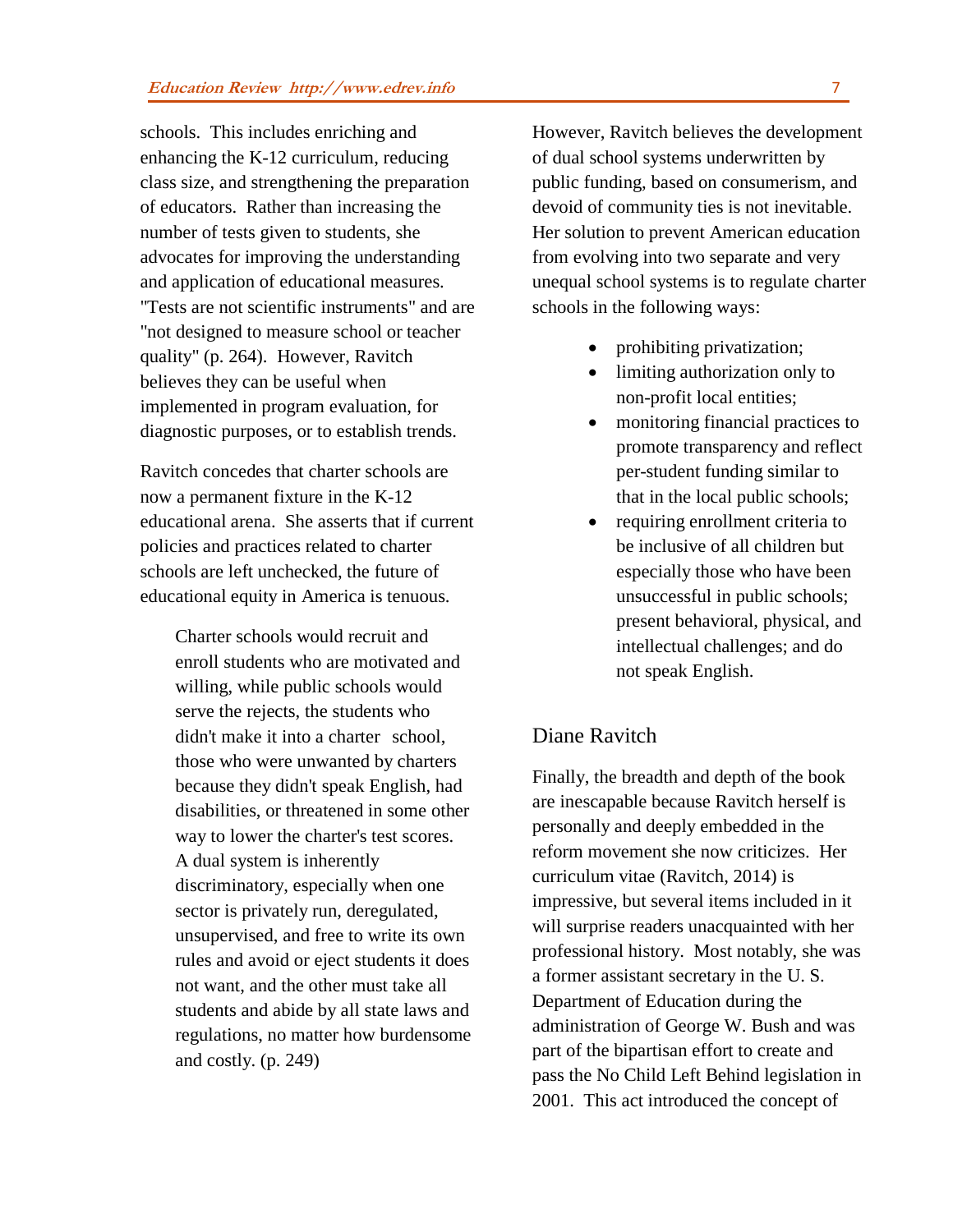schools. This includes enriching and enhancing the K-12 curriculum, reducing class size, and strengthening the preparation of educators. Rather than increasing the number of tests given to students, she advocates for improving the understanding and application of educational measures. "Tests are not scientific instruments" and are "not designed to measure school or teacher quality" (p. 264). However, Ravitch believes they can be useful when implemented in program evaluation, for diagnostic purposes, or to establish trends.

Ravitch concedes that charter schools are now a permanent fixture in the K-12 educational arena. She asserts that if current policies and practices related to charter schools are left unchecked, the future of educational equity in America is tenuous.

> Charter schools would recruit and enroll students who are motivated and willing, while public schools would serve the rejects, the students who didn't make it into a charter school, those who were unwanted by charters because they didn't speak English, had disabilities, or threatened in some other way to lower the charter's test scores. A dual system is inherently discriminatory, especially when one sector is privately run, deregulated, unsupervised, and free to write its own rules and avoid or eject students it does not want, and the other must take all students and abide by all state laws and regulations, no matter how burdensome and costly. (p. 249)

However, Ravitch believes the development of dual school systems underwritten by public funding, based on consumerism, and devoid of community ties is not inevitable. Her solution to prevent American education from evolving into two separate and very unequal school systems is to regulate charter schools in the following ways:

- prohibiting privatization;
- limiting authorization only to non-profit local entities;
- monitoring financial practices to promote transparency and reflect per-student funding similar to that in the local public schools;
- requiring enrollment criteria to be inclusive of all children but especially those who have been unsuccessful in public schools; present behavioral, physical, and intellectual challenges; and do not speak English.

## Diane Ravitch

Finally, the breadth and depth of the book are inescapable because Ravitch herself is personally and deeply embedded in the reform movement she now criticizes. Her curriculum vitae (Ravitch, 2014) is impressive, but several items included in it will surprise readers unacquainted with her professional history. Most notably, she was a former assistant secretary in the U. S. Department of Education during the administration of George W. Bush and was part of the bipartisan effort to create and pass the No Child Left Behind legislation in 2001. This act introduced the concept of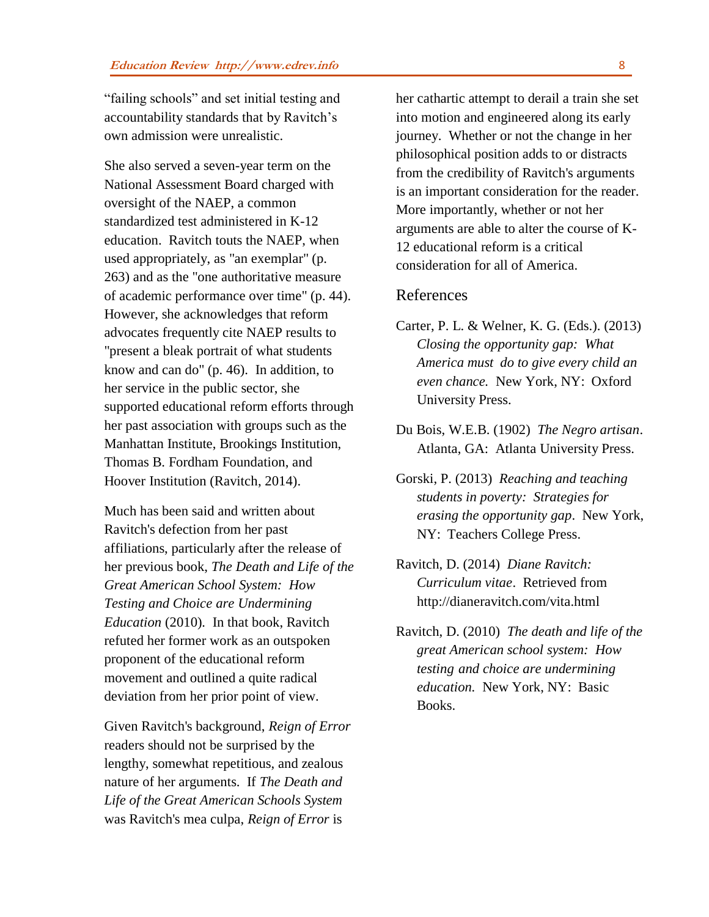"failing schools" and set initial testing and accountability standards that by Ravitch's own admission were unrealistic.

She also served a seven-year term on the National Assessment Board charged with oversight of the NAEP, a common standardized test administered in K-12 education. Ravitch touts the NAEP, when used appropriately, as "an exemplar" (p. 263) and as the "one authoritative measure of academic performance over time" (p. 44). However, she acknowledges that reform advocates frequently cite NAEP results to "present a bleak portrait of what students know and can do" (p. 46). In addition, to her service in the public sector, she supported educational reform efforts through her past association with groups such as the Manhattan Institute, Brookings Institution, Thomas B. Fordham Foundation, and Hoover Institution (Ravitch, 2014).

Much has been said and written about Ravitch's defection from her past affiliations, particularly after the release of her previous book, *The Death and Life of the Great American School System: How Testing and Choice are Undermining Education* (2010). In that book, Ravitch refuted her former work as an outspoken proponent of the educational reform movement and outlined a quite radical deviation from her prior point of view.

Given Ravitch's background, *Reign of Error* readers should not be surprised by the lengthy, somewhat repetitious, and zealous nature of her arguments. If *The Death and Life of the Great American Schools System* was Ravitch's mea culpa, *Reign of Error* is her cathartic attempt to derail a train she set into motion and engineered along its early journey. Whether or not the change in her philosophical position adds to or distracts from the credibility of Ravitch's arguments is an important consideration for the reader. More importantly, whether or not her arguments are able to alter the course of K-12 educational reform is a critical consideration for all of America.

## References

Carter, P. L. & Welner, K. G. (Eds.). (2013) *Closing the opportunity gap: What America must do to give every child an even chance.* New York, NY: Oxford University Press.

Du Bois, W.E.B. (1902) *The Negro artisan*. Atlanta, GA: Atlanta University Press.

Gorski, P. (2013) *Reaching and teaching students in poverty: Strategies for erasing the opportunity gap*. New York, NY: Teachers College Press.

Ravitch, D. (2014) *Diane Ravitch: Curriculum vitae*. Retrieved from http://dianeravitch.com/vita.html

Ravitch, D. (2010) *The death and life of the great American school system: How testing and choice are undermining education.* New York, NY: Basic Books.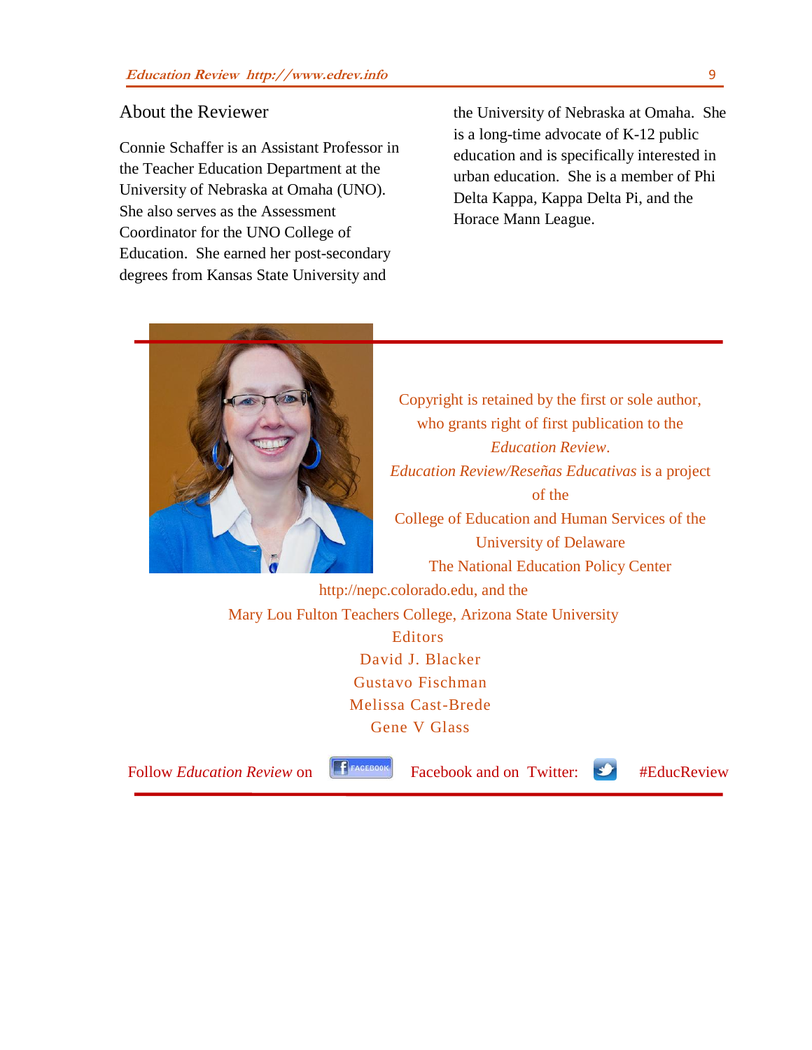## About the Reviewer

Connie Schaffer is an Assistant Professor in the Teacher Education Department at the University of Nebraska at Omaha (UNO). She also serves as the Assessment Coordinator for the UNO College of Education. She earned her post-secondary degrees from Kansas State University and the University of Nebraska at Omaha. She is a long-time advocate of K-12 public education and is specifically interested in urban education. She is a member of Phi Delta Kappa, Kappa Delta Pi, and the Horace Mann League.

---

Copyright is retained by the first or sole author, who grants right of first publication to the *Education Review*.

*Education Review/Reseñas Educativas* is a project of the College of Education and Human Services of the University of Delaware The National Education Policy Center http://nepc.colorado.edu, and the Mary Lou Fulton Teachers College, Arizona State University

Editors

David J. Blacker

Gustavo Fischman

Melissa Cast-Brede

Gene V Glass

Follow *Education Review* on Facebook and on Twitter: #EducReview

---